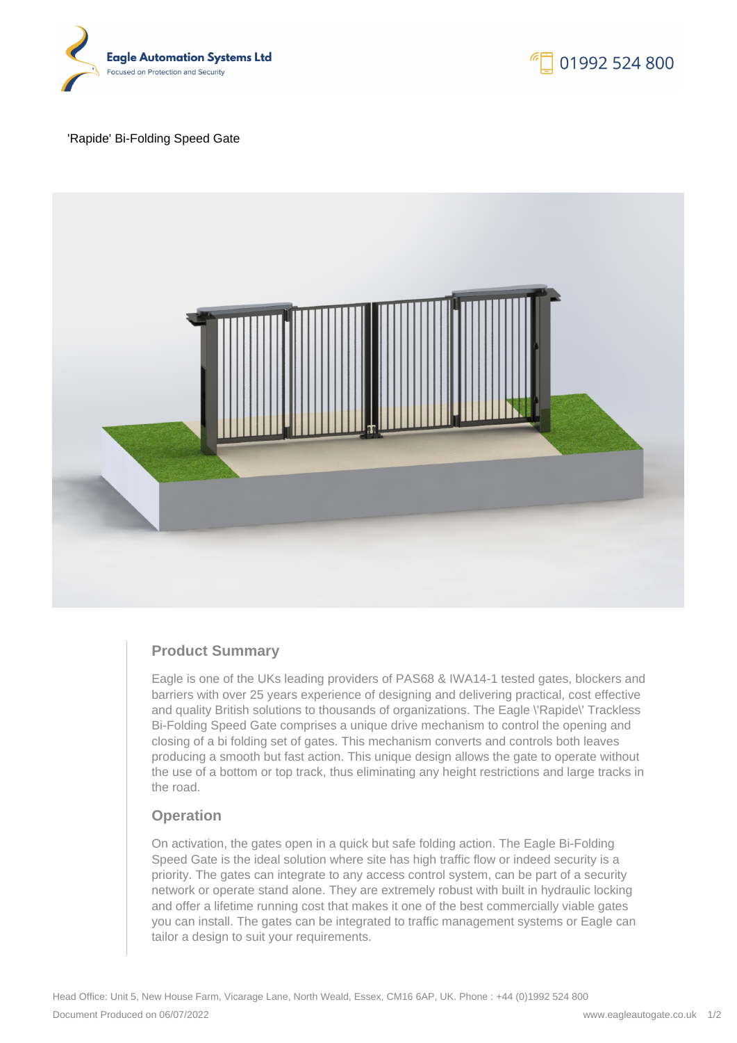Eagle Automation Systems Ltd
Focused on Protection and Security

01992 524 800

'Rapide' Bi-Folding Speed Gate

## Product Summary

Eagle is one of the UKs leading providers of PAS68 & IWA14-1 tested gates, blockers and barriers with over 25 years experience of designing and delivering practical, cost effective and quality British solutions to thousands of organizations. The Eagle \'Rapide\' Trackless Bi-Folding Speed Gate comprises a unique drive mechanism to control the opening and closing of a bi folding set of gates. This mechanism converts and controls both leaves producing a smooth but fast action. This unique design allows the gate to operate without the use of a bottom or top track, thus eliminating any height restrictions and large tracks in the road.

## Operation

On activation, the gates open in a quick but safe folding action. The Eagle Bi-Folding Speed Gate is the ideal solution where site has high traffic flow or indeed security is a priority. The gates can integrate to any access control system, can be part of a security network or operate stand alone. They are extremely robust with built in hydraulic locking and offer a lifetime running cost that makes it one of the best commercially viable gates you can install. The gates can be integrated to traffic management systems or Eagle can tailor a design to suit your requirements.

Head Office: Unit 5, New House Farm, Vicarage Lane, North Weald, Essex, CM16 6AP, UK. Phone : +44 (0)1992 524 800

Document Produced on 06/07/2022

www.eagleautogate.co.uk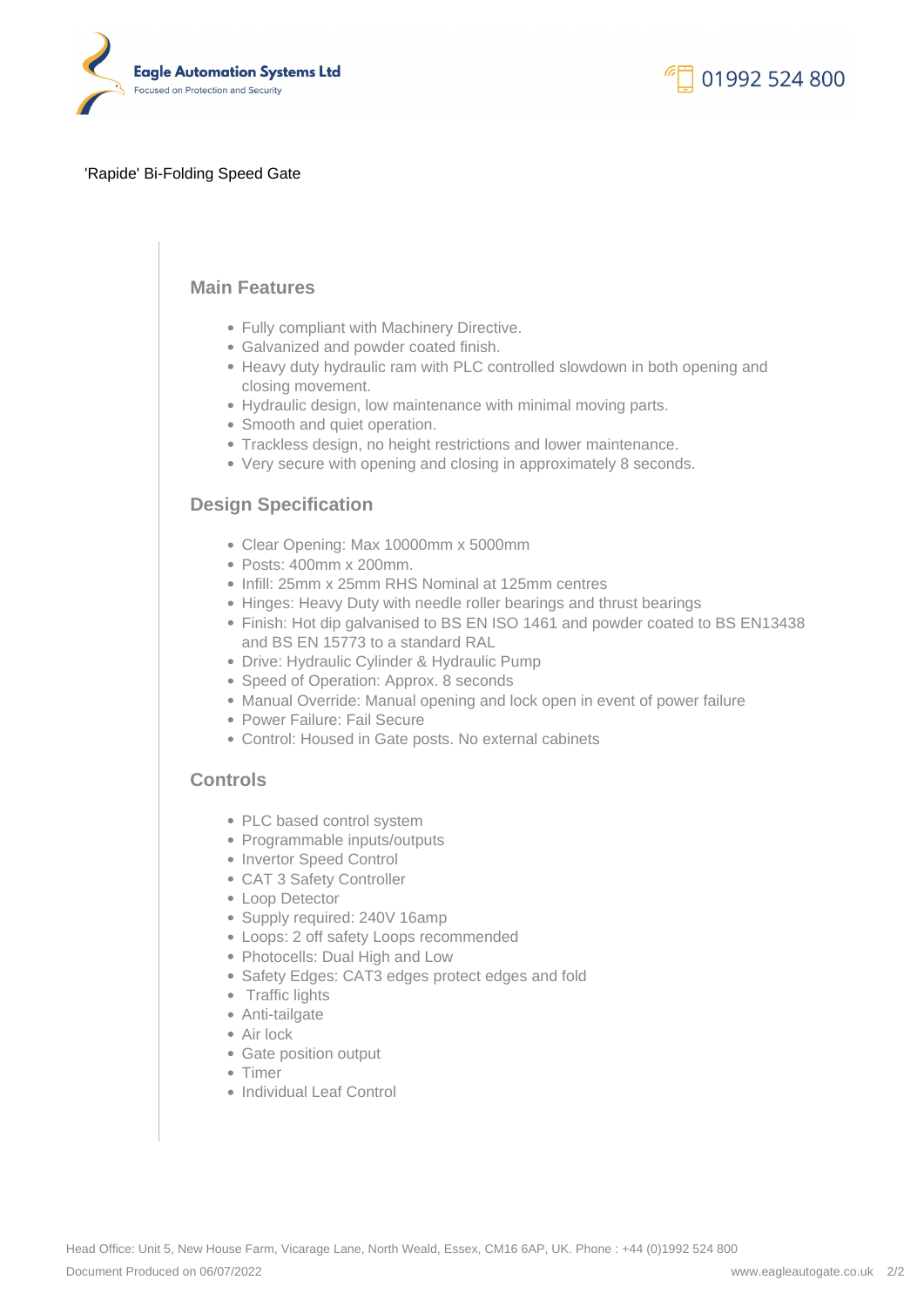'Rapide' Bi-Folding Speed Gate

## Main Features

- Fully compliant with Machinery Directive.
- Galvanized and powder coated finish.
- Heavy duty hydraulic ram with PLC controlled slowdown in both opening and closing movement.
- Hydraulic design, low maintenance with minimal moving parts.
- Smooth and quiet operation.
- Trackless design, no height restrictions and lower maintenance.
- Very secure with opening and closing in approximately 8 seconds.

## Design Specification

- Clear Opening: Max 10000mm x 5000mm
- Posts: 400mm x 200mm.
- Infill: 25mm x 25mm RHS Nominal at 125mm centres
- Hinges: Heavy Duty with needle roller bearings and thrust bearings
- Finish: Hot dip galvanised to BS EN ISO 1461 and powder coated to BS EN13438 and BS EN 15773 to a standard RAL
- Drive: Hydraulic Cylinder & Hydraulic Pump
- Speed of Operation: Approx. 8 seconds
- Manual Override: Manual opening and lock open in event of power failure
- Power Failure: Fail Secure
- Control: Housed in Gate posts. No external cabinets

## Controls

- PLC based control system
- Programmable inputs/outputs
- Invertor Speed Control
- CAT 3 Safety Controller
- Loop Detector
- Supply required: 240V 16amp
- Loops: 2 off safety Loops recommended
- Photocells: Dual High and Low
- Safety Edges: CAT3 edges protect edges and fold
- Traffic lights
- Anti-tailgate
- Air lock
- Gate position output
- Timer
- Individual Leaf Control

Head Office: Unit 5, New House Farm, Vicarage Lane, North Weald, Essex, CM16 6AP, UK. Phone : +44 (0)1992 524 800

Document Produced on 06/07/2022